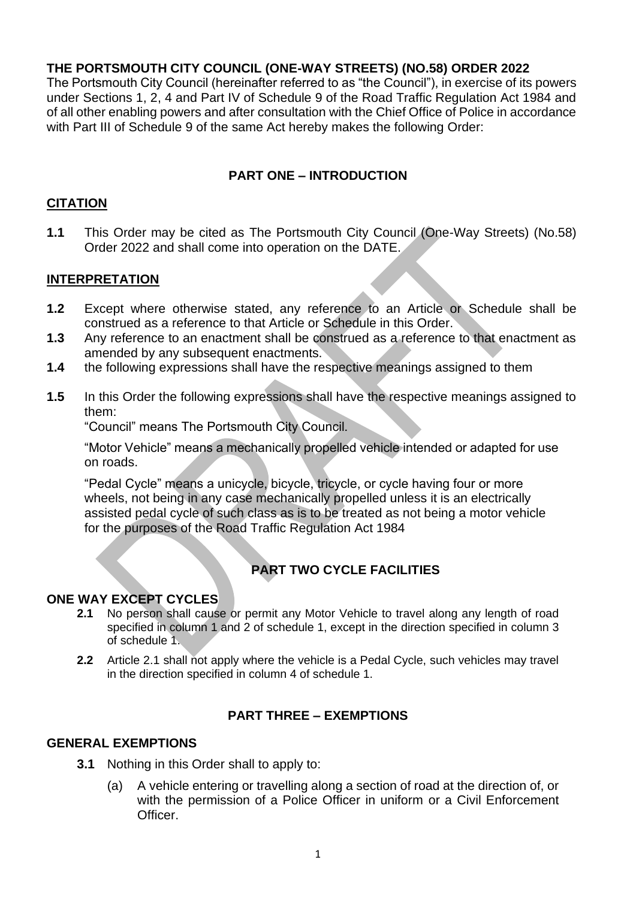# THE PORTSMOUTH CITY COUNCIL (ONE-WAY STREETS) (NO.58) ORDER 2022

The Portsmouth City Council (hereinafter referred to as "the Council"), in exercise of its powers under Sections 1, 2, 4 and Part IV of Schedule 9 of the Road Traffic Regulation Act 1984 and of all other enabling powers and after consultation with the Chief Office of Police in accordance with Part III of Schedule 9 of the same Act hereby makes the following Order:

## PART ONE – INTRODUCTION

### CITATION

**1.1** This Order may be cited as The Portsmouth City Council (One-Way Streets) (No.58) Order 2022 and shall come into operation on the DATE.

### INTERPRETATION

**1.2** Except where otherwise stated, any reference to an Article or Schedule shall be construed as a reference to that Article or Schedule in this Order.

**1.3** Any reference to an enactment shall be construed as a reference to that enactment as amended by any subsequent enactments.

**1.4** the following expressions shall have the respective meanings assigned to them

**1.5** In this Order the following expressions shall have the respective meanings assigned to them:

"Council" means The Portsmouth City Council.

"Motor Vehicle" means a mechanically propelled vehicle intended or adapted for use on roads.

"Pedal Cycle" means a unicycle, bicycle, tricycle, or cycle having four or more wheels, not being in any case mechanically propelled unless it is an electrically assisted pedal cycle of such class as is to be treated as not being a motor vehicle for the purposes of the Road Traffic Regulation Act 1984

## PART TWO CYCLE FACILITIES

### ONE WAY EXCEPT CYCLES

**2.1** No person shall cause or permit any Motor Vehicle to travel along any length of road specified in column 1 and 2 of schedule 1, except in the direction specified in column 3 of schedule 1.

**2.2** Article 2.1 shall not apply where the vehicle is a Pedal Cycle, such vehicles may travel in the direction specified in column 4 of schedule 1.

## PART THREE – EXEMPTIONS

### GENERAL EXEMPTIONS

**3.1** Nothing in this Order shall to apply to:

(a) A vehicle entering or travelling along a section of road at the direction of, or with the permission of a Police Officer in uniform or a Civil Enforcement Officer.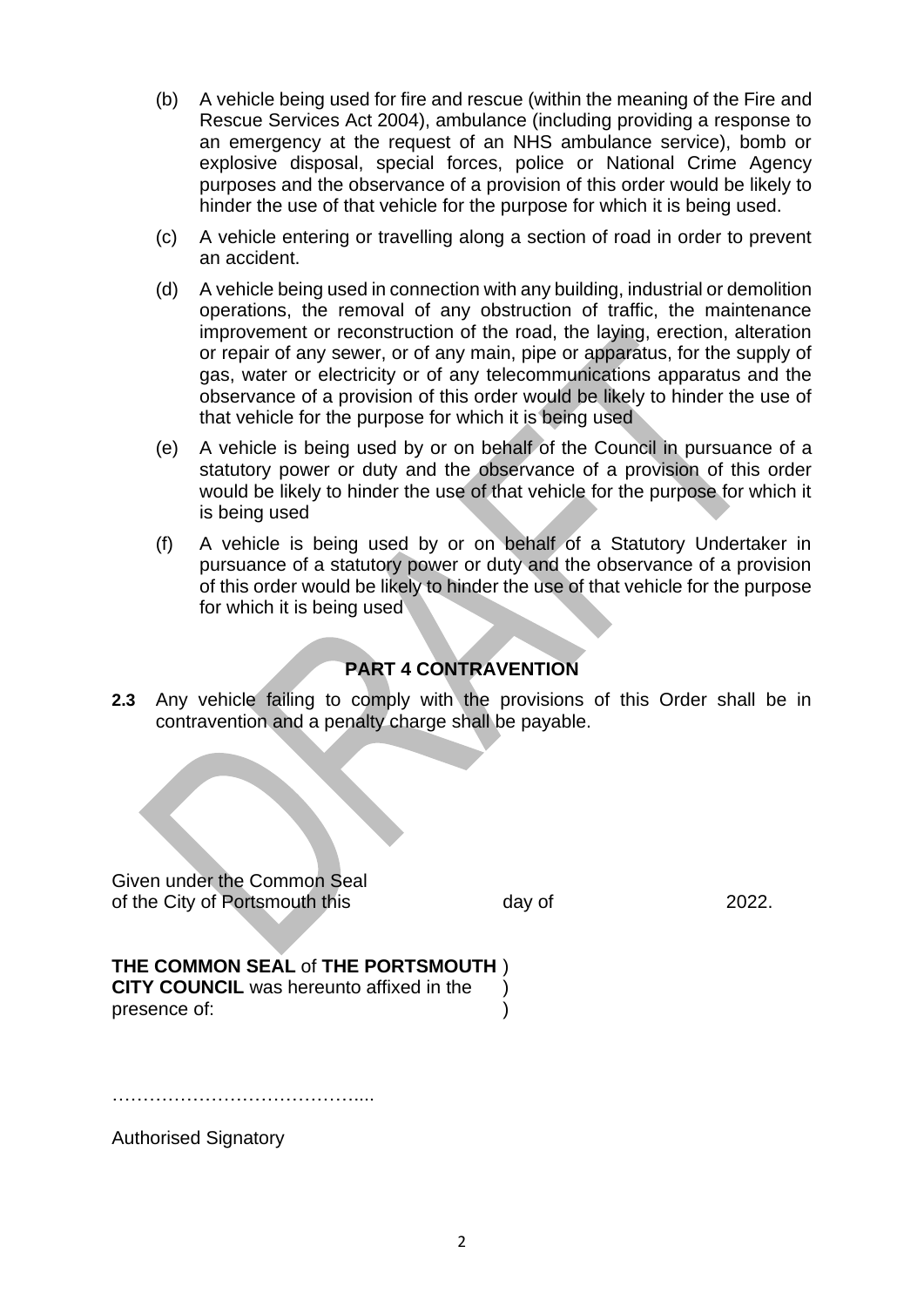(b) A vehicle being used for fire and rescue (within the meaning of the Fire and Rescue Services Act 2004), ambulance (including providing a response to an emergency at the request of an NHS ambulance service), bomb or explosive disposal, special forces, police or National Crime Agency purposes and the observance of a provision of this order would be likely to hinder the use of that vehicle for the purpose for which it is being used.

(c) A vehicle entering or travelling along a section of road in order to prevent an accident.

(d) A vehicle being used in connection with any building, industrial or demolition operations, the removal of any obstruction of traffic, the maintenance improvement or reconstruction of the road, the laying, erection, alteration or repair of any sewer, or of any main, pipe or apparatus, for the supply of gas, water or electricity or of any telecommunications apparatus and the observance of a provision of this order would be likely to hinder the use of that vehicle for the purpose for which it is being used

(e) A vehicle is being used by or on behalf of the Council in pursuance of a statutory power or duty and the observance of a provision of this order would be likely to hinder the use of that vehicle for the purpose for which it is being used

(f) A vehicle is being used by or on behalf of a Statutory Undertaker in pursuance of a statutory power or duty and the observance of a provision of this order would be likely to hinder the use of that vehicle for the purpose for which it is being used

## PART 4 CONTRAVENTION

**2.3** Any vehicle failing to comply with the provisions of this Order shall be in contravention and a penalty charge shall be payable.

Given under the Common Seal of the City of Portsmouth this day of 2022.

**THE COMMON SEAL** of **THE PORTSMOUTH CITY COUNCIL** was hereunto affixed in the presence of: )

…………………………………....

Authorised Signatory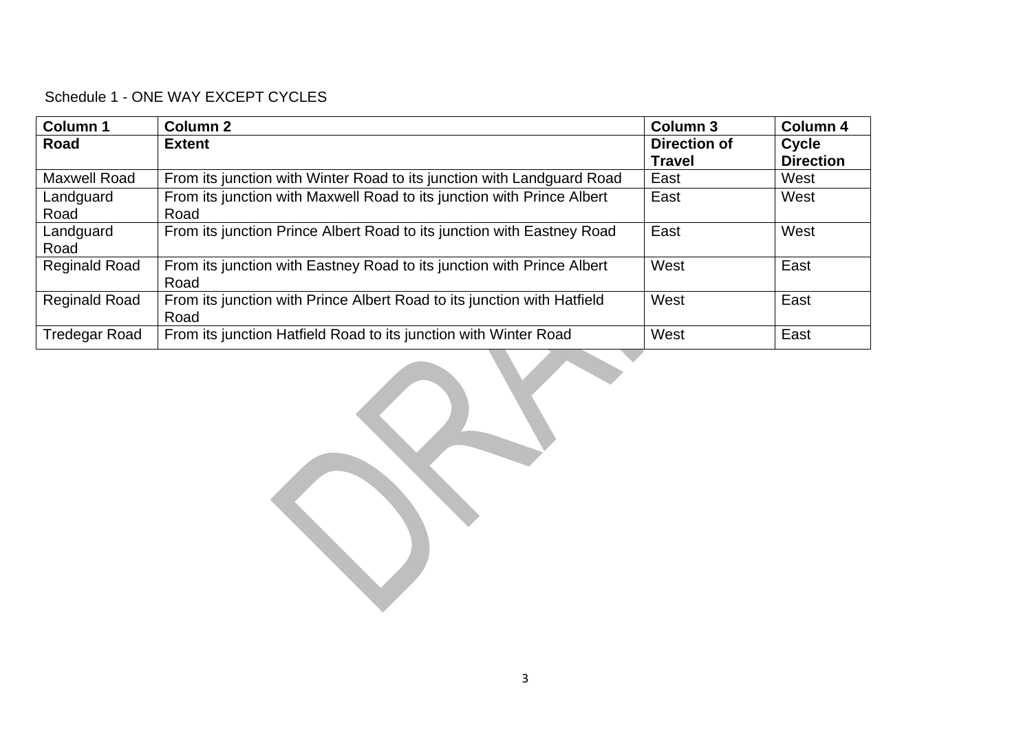Schedule 1 - ONE WAY EXCEPT CYCLES

| Column 1<br>**Road** | Column 2<br>**Extent** | Column 3<br>**Direction of Travel** | Column 4<br>**Cycle Direction** |
|---|---|---|---|
| Maxwell Road | From its junction with Winter Road to its junction with Landguard Road | East | West |
| Landguard Road | From its junction with Maxwell Road to its junction with Prince Albert Road | East | West |
| Landguard Road | From its junction Prince Albert Road to its junction with Eastney Road | East | West |
| Reginald Road | From its junction with Eastney Road to its junction with Prince Albert Road | West | East |
| Reginald Road | From its junction with Prince Albert Road to its junction with Hatfield Road | West | East |
| Tredegar Road | From its junction Hatfield Road to its junction with Winter Road | West | East |